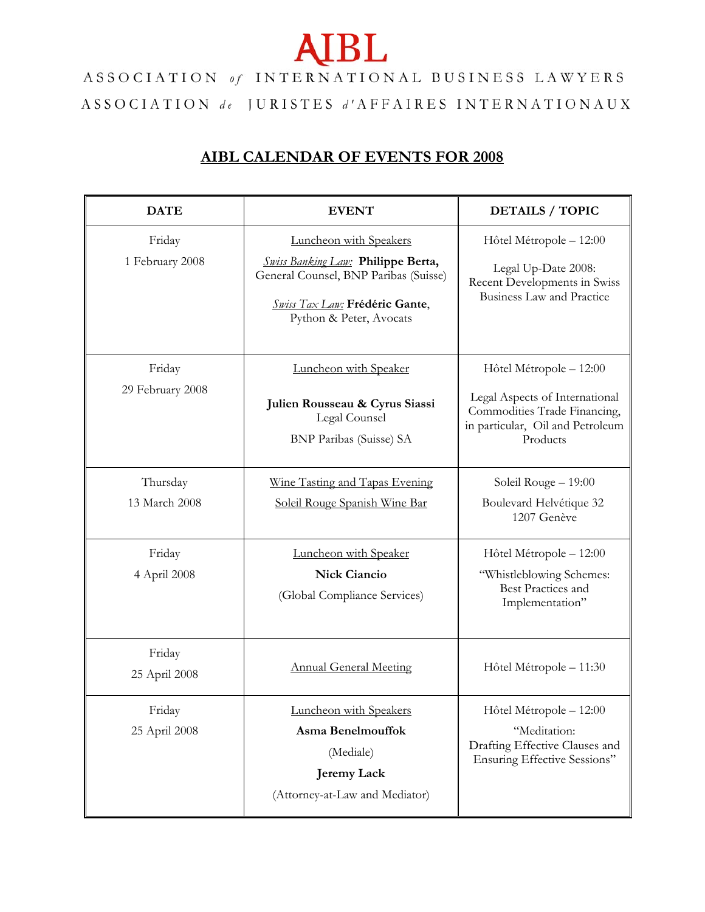# AIBL

ASSOCIATION *of* INTERNATIONAL BUSINESS LAWYERS

ASSOCIATION *de* JURISTES *d'*AFFAIRES INTERNATIONAUX

## AIBL CALENDAR OF EVENTS FOR 2008

| DATE | EVENT | DETAILS / TOPIC |
|---|---|---|
| Friday<br>1 February 2008 | Luncheon with Speakers<br>*Swiss Banking Law:* **Philippe Berta,** General Counsel, BNP Paribas (Suisse)<br>*Swiss Tax Law:* **Frédéric Gante**, Python & Peter, Avocats | Hôtel Métropole – 12:00<br>Legal Up-Date 2008: Recent Developments in Swiss Business Law and Practice |
| Friday<br>29 February 2008 | Luncheon with Speaker<br>**Julien Rousseau & Cyrus Siassi**<br>Legal Counsel<br>BNP Paribas (Suisse) SA | Hôtel Métropole – 12:00<br>Legal Aspects of International Commodities Trade Financing, in particular, Oil and Petroleum Products |
| Thursday<br>13 March 2008 | Wine Tasting and Tapas Evening<br>Soleil Rouge Spanish Wine Bar | Soleil Rouge – 19:00<br>Boulevard Helvétique 32<br>1207 Genève |
| Friday<br>4 April 2008 | Luncheon with Speaker<br>**Nick Ciancio**<br>(Global Compliance Services) | Hôtel Métropole – 12:00<br>"Whistleblowing Schemes: Best Practices and Implementation" |
| Friday<br>25 April 2008 | Annual General Meeting | Hôtel Métropole – 11:30 |
| Friday<br>25 April 2008 | Luncheon with Speakers<br>**Asma Benelmouffok**<br>(Mediale)<br>**Jeremy Lack**<br>(Attorney-at-Law and Mediator) | Hôtel Métropole – 12:00<br>"Meditation: Drafting Effective Clauses and Ensuring Effective Sessions" |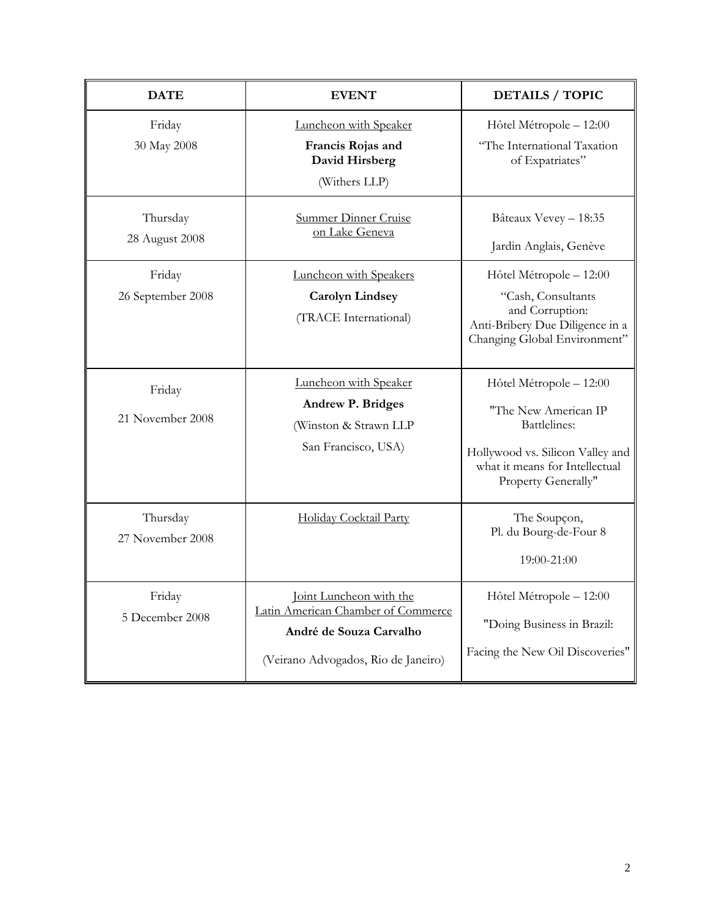| DATE | EVENT | DETAILS / TOPIC |
|---|---|---|
| Friday<br>30 May 2008 | Luncheon with Speaker<br>**Francis Rojas and David Hirsberg**<br>(Withers LLP) | Hôtel Métropole – 12:00<br>"The International Taxation of Expatriates" |
| Thursday<br>28 August 2008 | Summer Dinner Cruise on Lake Geneva | Bâteaux Vevey – 18:35<br>Jardin Anglais, Genève |
| Friday<br>26 September 2008 | Luncheon with Speakers<br>**Carolyn Lindsey**<br>(TRACE International) | Hôtel Métropole – 12:00<br>"Cash, Consultants and Corruption:<br>Anti-Bribery Due Diligence in a Changing Global Environment" |
| Friday<br>21 November 2008 | Luncheon with Speaker<br>**Andrew P. Bridges**<br>(Winston & Strawn LLP<br>San Francisco, USA) | Hôtel Métropole – 12:00<br>"The New American IP Battlelines:<br>Hollywood vs. Silicon Valley and what it means for Intellectual Property Generally" |
| Thursday<br>27 November 2008 | Holiday Cocktail Party | The Soupçon,<br>Pl. du Bourg-de-Four 8<br>19:00-21:00 |
| Friday<br>5 December 2008 | Joint Luncheon with the Latin American Chamber of Commerce<br>**André de Souza Carvalho**<br>(Veirano Advogados, Rio de Janeiro) | Hôtel Métropole – 12:00<br>"Doing Business in Brazil:<br>Facing the New Oil Discoveries" |